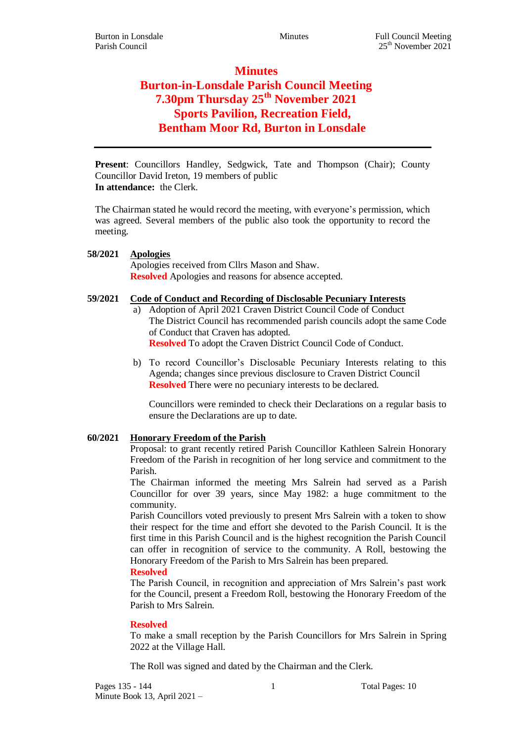# Minutes

## Burton-in-Lonsdale Parish Council Meeting
## 7.30pm Thursday 25th November 2021
## Sports Pavilion, Recreation Field, Bentham Moor Rd, Burton in Lonsdale

---

**Present**: Councillors Handley, Sedgwick, Tate and Thompson (Chair); County Councillor David Ireton, 19 members of public
**In attendance:** the Clerk.

The Chairman stated he would record the meeting, with everyone's permission, which was agreed. Several members of the public also took the opportunity to record the meeting.

**58/2021 Apologies**

Apologies received from Cllrs Mason and Shaw.
**Resolved** Apologies and reasons for absence accepted.

**59/2021 Code of Conduct and Recording of Disclosable Pecuniary Interests**

a) Adoption of April 2021 Craven District Council Code of Conduct
The District Council has recommended parish councils adopt the same Code of Conduct that Craven has adopted.
**Resolved** To adopt the Craven District Council Code of Conduct.

b) To record Councillor's Disclosable Pecuniary Interests relating to this Agenda; changes since previous disclosure to Craven District Council
**Resolved** There were no pecuniary interests to be declared.

Councillors were reminded to check their Declarations on a regular basis to ensure the Declarations are up to date.

**60/2021 Honorary Freedom of the Parish**

Proposal: to grant recently retired Parish Councillor Kathleen Salrein Honorary Freedom of the Parish in recognition of her long service and commitment to the Parish.
The Chairman informed the meeting Mrs Salrein had served as a Parish Councillor for over 39 years, since May 1982: a huge commitment to the community.
Parish Councillors voted previously to present Mrs Salrein with a token to show their respect for the time and effort she devoted to the Parish Council. It is the first time in this Parish Council and is the highest recognition the Parish Council can offer in recognition of service to the community. A Roll, bestowing the Honorary Freedom of the Parish to Mrs Salrein has been prepared.
**Resolved**
The Parish Council, in recognition and appreciation of Mrs Salrein's past work for the Council, present a Freedom Roll, bestowing the Honorary Freedom of the Parish to Mrs Salrein.

**Resolved**
To make a small reception by the Parish Councillors for Mrs Salrein in Spring 2022 at the Village Hall.

The Roll was signed and dated by the Chairman and the Clerk.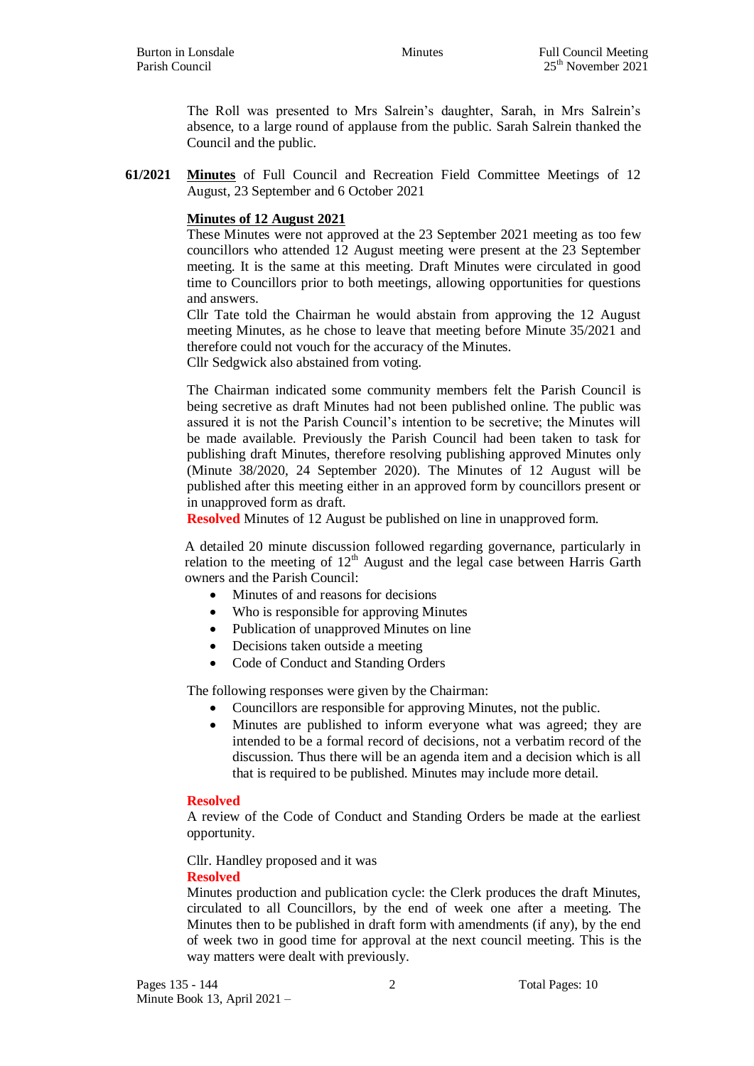The Roll was presented to Mrs Salrein's daughter, Sarah, in Mrs Salrein's absence, to a large round of applause from the public. Sarah Salrein thanked the Council and the public.

**61/2021** **Minutes** of Full Council and Recreation Field Committee Meetings of 12 August, 23 September and 6 October 2021

**Minutes of 12 August 2021**

These Minutes were not approved at the 23 September 2021 meeting as too few councillors who attended 12 August meeting were present at the 23 September meeting. It is the same at this meeting. Draft Minutes were circulated in good time to Councillors prior to both meetings, allowing opportunities for questions and answers.

Cllr Tate told the Chairman he would abstain from approving the 12 August meeting Minutes, as he chose to leave that meeting before Minute 35/2021 and therefore could not vouch for the accuracy of the Minutes.

Cllr Sedgwick also abstained from voting.

The Chairman indicated some community members felt the Parish Council is being secretive as draft Minutes had not been published online. The public was assured it is not the Parish Council's intention to be secretive; the Minutes will be made available. Previously the Parish Council had been taken to task for publishing draft Minutes, therefore resolving publishing approved Minutes only (Minute 38/2020, 24 September 2020). The Minutes of 12 August will be published after this meeting either in an approved form by councillors present or in unapproved form as draft.

**Resolved** Minutes of 12 August be published on line in unapproved form.

A detailed 20 minute discussion followed regarding governance, particularly in relation to the meeting of 12th August and the legal case between Harris Garth owners and the Parish Council:

- Minutes of and reasons for decisions
- Who is responsible for approving Minutes
- Publication of unapproved Minutes on line
- Decisions taken outside a meeting
- Code of Conduct and Standing Orders

The following responses were given by the Chairman:

- Councillors are responsible for approving Minutes, not the public.
- Minutes are published to inform everyone what was agreed; they are intended to be a formal record of decisions, not a verbatim record of the discussion. Thus there will be an agenda item and a decision which is all that is required to be published. Minutes may include more detail.

**Resolved**

A review of the Code of Conduct and Standing Orders be made at the earliest opportunity.

Cllr. Handley proposed and it was

**Resolved**

Minutes production and publication cycle: the Clerk produces the draft Minutes, circulated to all Councillors, by the end of week one after a meeting. The Minutes then to be published in draft form with amendments (if any), by the end of week two in good time for approval at the next council meeting. This is the way matters were dealt with previously.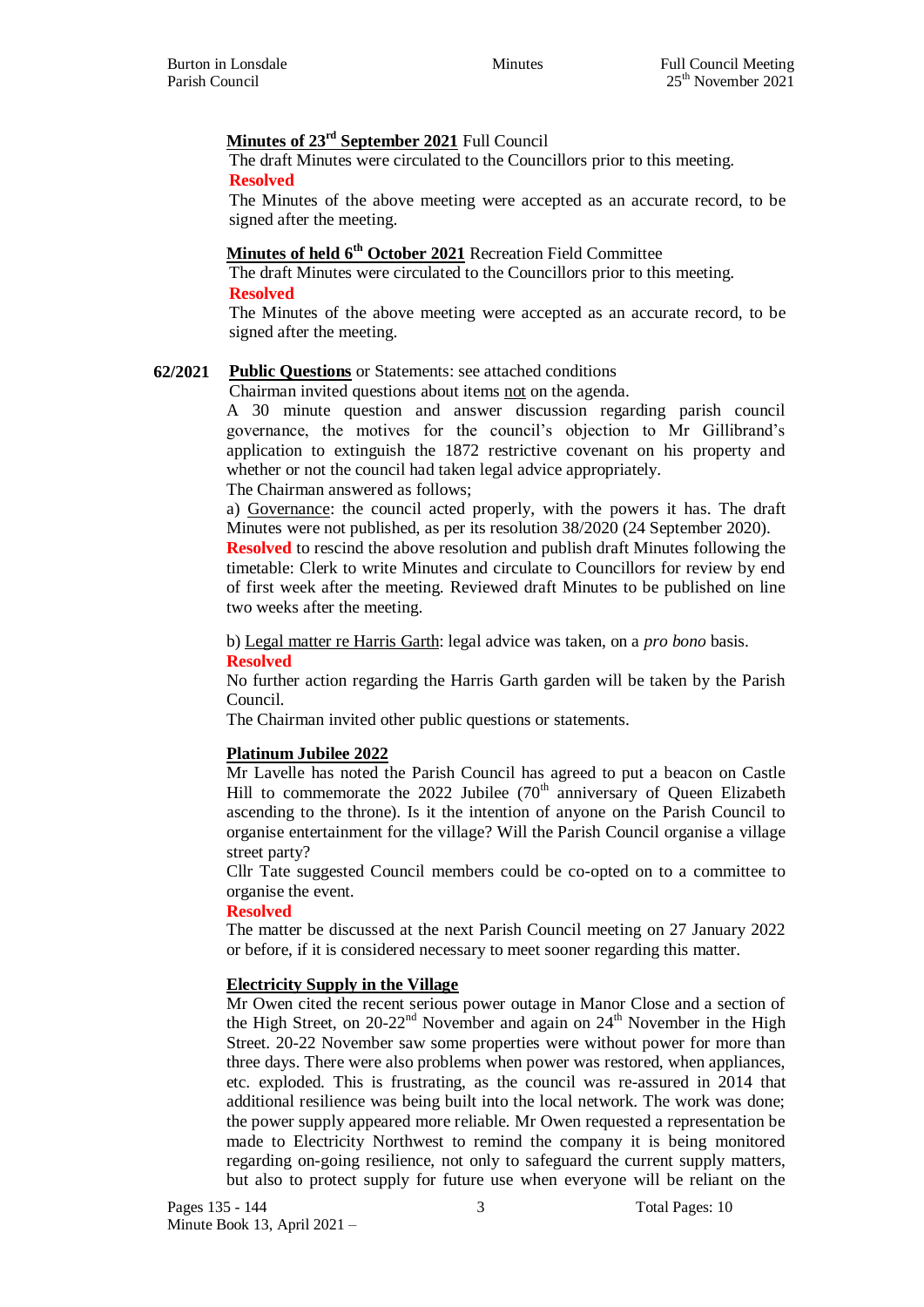**Minutes of 23rd September 2021** Full Council

The draft Minutes were circulated to the Councillors prior to this meeting.

**Resolved**

The Minutes of the above meeting were accepted as an accurate record, to be signed after the meeting.

**Minutes of held 6th October 2021** Recreation Field Committee

The draft Minutes were circulated to the Councillors prior to this meeting.

**Resolved**

The Minutes of the above meeting were accepted as an accurate record, to be signed after the meeting.

**62/2021** **Public Questions** or Statements: see attached conditions

Chairman invited questions about items not on the agenda.

A 30 minute question and answer discussion regarding parish council governance, the motives for the council's objection to Mr Gillibrand's application to extinguish the 1872 restrictive covenant on his property and whether or not the council had taken legal advice appropriately.

The Chairman answered as follows;

a) Governance: the council acted properly, with the powers it has. The draft Minutes were not published, as per its resolution 38/2020 (24 September 2020).

**Resolved** to rescind the above resolution and publish draft Minutes following the timetable: Clerk to write Minutes and circulate to Councillors for review by end of first week after the meeting. Reviewed draft Minutes to be published on line two weeks after the meeting.

b) Legal matter re Harris Garth: legal advice was taken, on a *pro bono* basis.

**Resolved**

No further action regarding the Harris Garth garden will be taken by the Parish Council.

The Chairman invited other public questions or statements.

**Platinum Jubilee 2022**

Mr Lavelle has noted the Parish Council has agreed to put a beacon on Castle Hill to commemorate the 2022 Jubilee (70th anniversary of Queen Elizabeth ascending to the throne). Is it the intention of anyone on the Parish Council to organise entertainment for the village? Will the Parish Council organise a village street party?

Cllr Tate suggested Council members could be co-opted on to a committee to organise the event.

**Resolved**

The matter be discussed at the next Parish Council meeting on 27 January 2022 or before, if it is considered necessary to meet sooner regarding this matter.

**Electricity Supply in the Village**

Mr Owen cited the recent serious power outage in Manor Close and a section of the High Street, on 20-22nd November and again on 24th November in the High Street. 20-22 November saw some properties were without power for more than three days. There were also problems when power was restored, when appliances, etc. exploded. This is frustrating, as the council was re-assured in 2014 that additional resilience was being built into the local network. The work was done; the power supply appeared more reliable. Mr Owen requested a representation be made to Electricity Northwest to remind the company it is being monitored regarding on-going resilience, not only to safeguard the current supply matters, but also to protect supply for future use when everyone will be reliant on the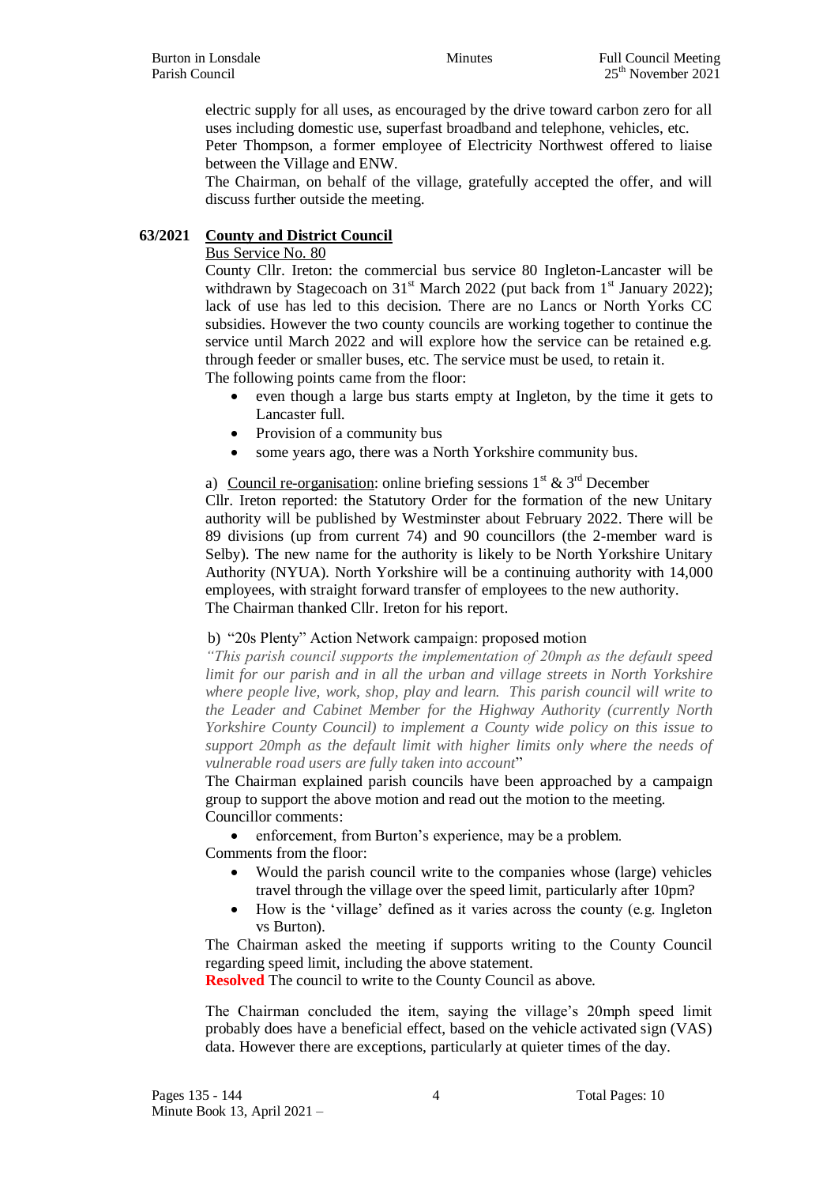electric supply for all uses, as encouraged by the drive toward carbon zero for all uses including domestic use, superfast broadband and telephone, vehicles, etc.
Peter Thompson, a former employee of Electricity Northwest offered to liaise between the Village and ENW.
The Chairman, on behalf of the village, gratefully accepted the offer, and will discuss further outside the meeting.

**63/2021** **County and District Council**

Bus Service No. 80

County Cllr. Ireton: the commercial bus service 80 Ingleton-Lancaster will be withdrawn by Stagecoach on 31st March 2022 (put back from 1st January 2022); lack of use has led to this decision. There are no Lancs or North Yorks CC subsidies. However the two county councils are working together to continue the service until March 2022 and will explore how the service can be retained e.g. through feeder or smaller buses, etc. The service must be used, to retain it.
The following points came from the floor:

- even though a large bus starts empty at Ingleton, by the time it gets to Lancaster full.
- Provision of a community bus
- some years ago, there was a North Yorkshire community bus.

a) Council re-organisation: online briefing sessions 1st & 3rd December

Cllr. Ireton reported: the Statutory Order for the formation of the new Unitary authority will be published by Westminster about February 2022. There will be 89 divisions (up from current 74) and 90 councillors (the 2-member ward is Selby). The new name for the authority is likely to be North Yorkshire Unitary Authority (NYUA). North Yorkshire will be a continuing authority with 14,000 employees, with straight forward transfer of employees to the new authority.
The Chairman thanked Cllr. Ireton for his report.

b) "20s Plenty" Action Network campaign: proposed motion

*"This parish council supports the implementation of 20mph as the default speed limit for our parish and in all the urban and village streets in North Yorkshire where people live, work, shop, play and learn. This parish council will write to the Leader and Cabinet Member for the Highway Authority (currently North Yorkshire County Council) to implement a County wide policy on this issue to support 20mph as the default limit with higher limits only where the needs of vulnerable road users are fully taken into account"*

The Chairman explained parish councils have been approached by a campaign group to support the above motion and read out the motion to the meeting.
Councillor comments:

- enforcement, from Burton's experience, may be a problem.

Comments from the floor:

- Would the parish council write to the companies whose (large) vehicles travel through the village over the speed limit, particularly after 10pm?
- How is the 'village' defined as it varies across the county (e.g. Ingleton vs Burton).

The Chairman asked the meeting if supports writing to the County Council regarding speed limit, including the above statement.
**Resolved** The council to write to the County Council as above.

The Chairman concluded the item, saying the village's 20mph speed limit probably does have a beneficial effect, based on the vehicle activated sign (VAS) data. However there are exceptions, particularly at quieter times of the day.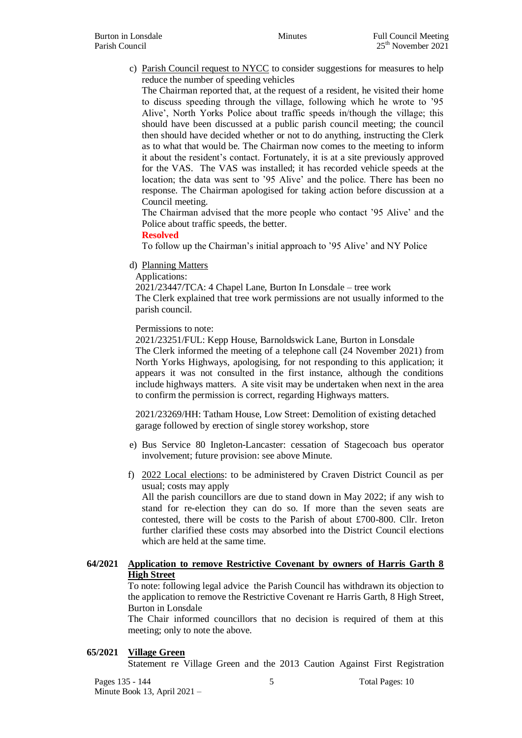c) Parish Council request to NYCC to consider suggestions for measures to help reduce the number of speeding vehicles

   The Chairman reported that, at the request of a resident, he visited their home to discuss speeding through the village, following which he wrote to '95 Alive', North Yorks Police about traffic speeds in/though the village; this should have been discussed at a public parish council meeting; the council then should have decided whether or not to do anything, instructing the Clerk as to what that would be. The Chairman now comes to the meeting to inform it about the resident's contact. Fortunately, it is at a site previously approved for the VAS. The VAS was installed; it has recorded vehicle speeds at the location; the data was sent to '95 Alive' and the police. There has been no response. The Chairman apologised for taking action before discussion at a Council meeting.

   The Chairman advised that the more people who contact '95 Alive' and the Police about traffic speeds, the better.

   **Resolved**

   To follow up the Chairman's initial approach to '95 Alive' and NY Police

d) Planning Matters

   Applications:

   2021/23447/TCA: 4 Chapel Lane, Burton In Lonsdale – tree work

   The Clerk explained that tree work permissions are not usually informed to the parish council.

   Permissions to note:

   2021/23251/FUL: Kepp House, Barnoldswick Lane, Burton in Lonsdale

   The Clerk informed the meeting of a telephone call (24 November 2021) from North Yorks Highways, apologising, for not responding to this application; it appears it was not consulted in the first instance, although the conditions include highways matters. A site visit may be undertaken when next in the area to confirm the permission is correct, regarding Highways matters.

   2021/23269/HH: Tatham House, Low Street: Demolition of existing detached garage followed by erection of single storey workshop, store

e) Bus Service 80 Ingleton-Lancaster: cessation of Stagecoach bus operator involvement; future provision: see above Minute.

f) 2022 Local elections: to be administered by Craven District Council as per usual; costs may apply

   All the parish councillors are due to stand down in May 2022; if any wish to stand for re-election they can do so. If more than the seven seats are contested, there will be costs to the Parish of about £700-800. Cllr. Ireton further clarified these costs may absorbed into the District Council elections which are held at the same time.

**64/2021 Application to remove Restrictive Covenant by owners of Harris Garth 8 High Street**

To note: following legal advice the Parish Council has withdrawn its objection to the application to remove the Restrictive Covenant re Harris Garth, 8 High Street, Burton in Lonsdale

The Chair informed councillors that no decision is required of them at this meeting; only to note the above.

**65/2021 Village Green**

Statement re Village Green and the 2013 Caution Against First Registration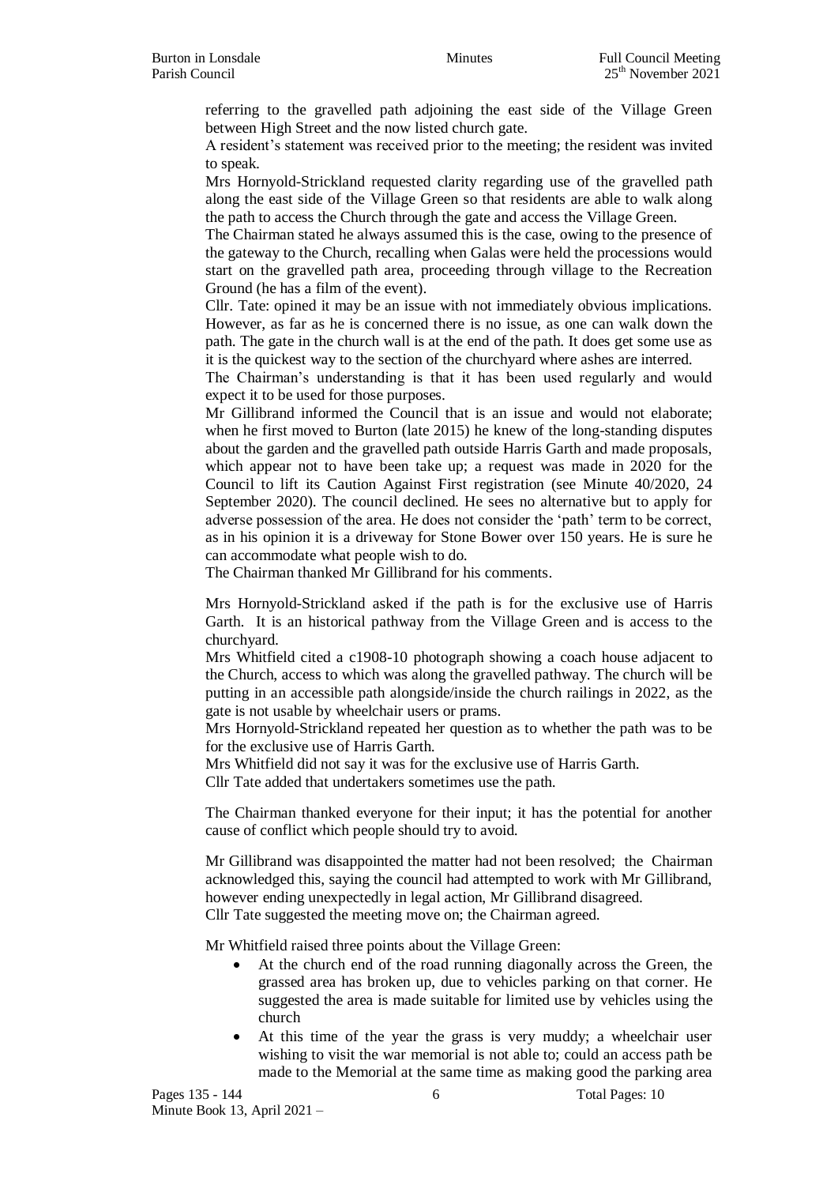referring to the gravelled path adjoining the east side of the Village Green between High Street and the now listed church gate.

A resident's statement was received prior to the meeting; the resident was invited to speak.

Mrs Hornyold-Strickland requested clarity regarding use of the gravelled path along the east side of the Village Green so that residents are able to walk along the path to access the Church through the gate and access the Village Green.

The Chairman stated he always assumed this is the case, owing to the presence of the gateway to the Church, recalling when Galas were held the processions would start on the gravelled path area, proceeding through village to the Recreation Ground (he has a film of the event).

Cllr. Tate: opined it may be an issue with not immediately obvious implications. However, as far as he is concerned there is no issue, as one can walk down the path. The gate in the church wall is at the end of the path. It does get some use as it is the quickest way to the section of the churchyard where ashes are interred.

The Chairman's understanding is that it has been used regularly and would expect it to be used for those purposes.

Mr Gillibrand informed the Council that is an issue and would not elaborate; when he first moved to Burton (late 2015) he knew of the long-standing disputes about the garden and the gravelled path outside Harris Garth and made proposals, which appear not to have been take up; a request was made in 2020 for the Council to lift its Caution Against First registration (see Minute 40/2020, 24 September 2020). The council declined. He sees no alternative but to apply for adverse possession of the area. He does not consider the 'path' term to be correct, as in his opinion it is a driveway for Stone Bower over 150 years. He is sure he can accommodate what people wish to do.

The Chairman thanked Mr Gillibrand for his comments.

Mrs Hornyold-Strickland asked if the path is for the exclusive use of Harris Garth. It is an historical pathway from the Village Green and is access to the churchyard.

Mrs Whitfield cited a c1908-10 photograph showing a coach house adjacent to the Church, access to which was along the gravelled pathway. The church will be putting in an accessible path alongside/inside the church railings in 2022, as the gate is not usable by wheelchair users or prams.

Mrs Hornyold-Strickland repeated her question as to whether the path was to be for the exclusive use of Harris Garth.

Mrs Whitfield did not say it was for the exclusive use of Harris Garth.

Cllr Tate added that undertakers sometimes use the path.

The Chairman thanked everyone for their input; it has the potential for another cause of conflict which people should try to avoid.

Mr Gillibrand was disappointed the matter had not been resolved; the Chairman acknowledged this, saying the council had attempted to work with Mr Gillibrand, however ending unexpectedly in legal action, Mr Gillibrand disagreed.

Cllr Tate suggested the meeting move on; the Chairman agreed.

Mr Whitfield raised three points about the Village Green:

- At the church end of the road running diagonally across the Green, the grassed area has broken up, due to vehicles parking on that corner. He suggested the area is made suitable for limited use by vehicles using the church
- At this time of the year the grass is very muddy; a wheelchair user wishing to visit the war memorial is not able to; could an access path be made to the Memorial at the same time as making good the parking area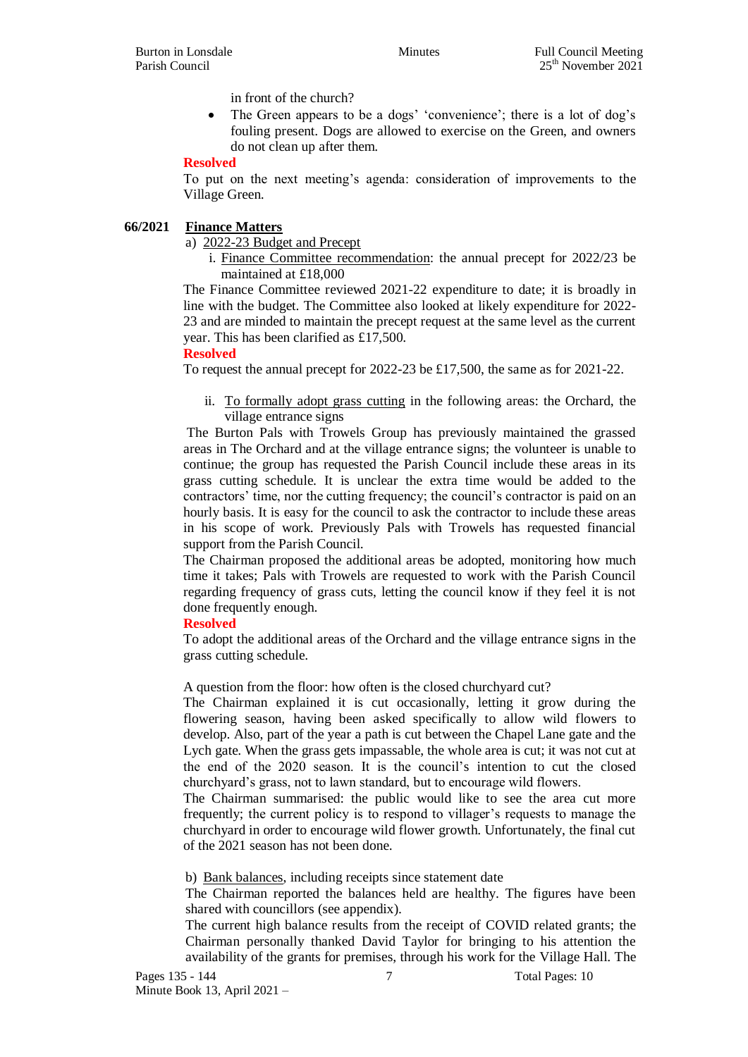in front of the church?

- The Green appears to be a dogs' 'convenience'; there is a lot of dog's fouling present. Dogs are allowed to exercise on the Green, and owners do not clean up after them.

**Resolved**

To put on the next meeting's agenda: consideration of improvements to the Village Green.

**66/2021 Finance Matters**

a) 2022-23 Budget and Precept

i. Finance Committee recommendation: the annual precept for 2022/23 be maintained at £18,000

The Finance Committee reviewed 2021-22 expenditure to date; it is broadly in line with the budget. The Committee also looked at likely expenditure for 2022-23 and are minded to maintain the precept request at the same level as the current year. This has been clarified as £17,500.

**Resolved**

To request the annual precept for 2022-23 be £17,500, the same as for 2021-22.

ii. To formally adopt grass cutting in the following areas: the Orchard, the village entrance signs

The Burton Pals with Trowels Group has previously maintained the grassed areas in The Orchard and at the village entrance signs; the volunteer is unable to continue; the group has requested the Parish Council include these areas in its grass cutting schedule. It is unclear the extra time would be added to the contractors' time, nor the cutting frequency; the council's contractor is paid on an hourly basis. It is easy for the council to ask the contractor to include these areas in his scope of work. Previously Pals with Trowels has requested financial support from the Parish Council.

The Chairman proposed the additional areas be adopted, monitoring how much time it takes; Pals with Trowels are requested to work with the Parish Council regarding frequency of grass cuts, letting the council know if they feel it is not done frequently enough.

**Resolved**

To adopt the additional areas of the Orchard and the village entrance signs in the grass cutting schedule.

A question from the floor: how often is the closed churchyard cut?

The Chairman explained it is cut occasionally, letting it grow during the flowering season, having been asked specifically to allow wild flowers to develop. Also, part of the year a path is cut between the Chapel Lane gate and the Lych gate. When the grass gets impassable, the whole area is cut; it was not cut at the end of the 2020 season. It is the council's intention to cut the closed churchyard's grass, not to lawn standard, but to encourage wild flowers.

The Chairman summarised: the public would like to see the area cut more frequently; the current policy is to respond to villager's requests to manage the churchyard in order to encourage wild flower growth. Unfortunately, the final cut of the 2021 season has not been done.

b) Bank balances, including receipts since statement date

The Chairman reported the balances held are healthy. The figures have been shared with councillors (see appendix).

The current high balance results from the receipt of COVID related grants; the Chairman personally thanked David Taylor for bringing to his attention the availability of the grants for premises, through his work for the Village Hall. The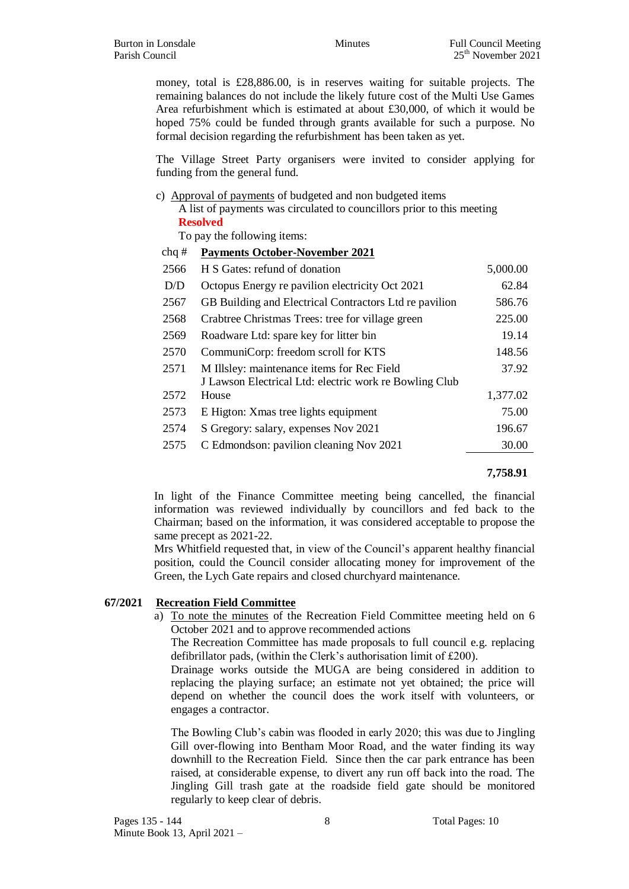money, total is £28,886.00, is in reserves waiting for suitable projects. The remaining balances do not include the likely future cost of the Multi Use Games Area refurbishment which is estimated at about £30,000, of which it would be hoped 75% could be funded through grants available for such a purpose. No formal decision regarding the refurbishment has been taken as yet.

The Village Street Party organisers were invited to consider applying for funding from the general fund.

c) Approval of payments of budgeted and non budgeted items
   A list of payments was circulated to councillors prior to this meeting
   **Resolved**
   To pay the following items:

| chq # | Payments October-November 2021 | |
|---|---|---|
| 2566 | H S Gates: refund of donation | 5,000.00 |
| D/D | Octopus Energy re pavilion electricity Oct 2021 | 62.84 |
| 2567 | GB Building and Electrical Contractors Ltd re pavilion | 586.76 |
| 2568 | Crabtree Christmas Trees: tree for village green | 225.00 |
| 2569 | Roadware Ltd: spare key for litter bin | 19.14 |
| 2570 | CommuniCorp: freedom scroll for KTS | 148.56 |
| 2571 | M Illsley: maintenance items for Rec Field | 37.92 |
| 2572 | J Lawson Electrical Ltd: electric work re Bowling Club House | 1,377.02 |
| 2573 | E Higton: Xmas tree lights equipment | 75.00 |
| 2574 | S Gregory: salary, expenses Nov 2021 | 196.67 |
| 2575 | C Edmondson: pavilion cleaning Nov 2021 | 30.00 |
| | | **7,758.91** |

In light of the Finance Committee meeting being cancelled, the financial information was reviewed individually by councillors and fed back to the Chairman; based on the information, it was considered acceptable to propose the same precept as 2021-22.
Mrs Whitfield requested that, in view of the Council's apparent healthy financial position, could the Council consider allocating money for improvement of the Green, the Lych Gate repairs and closed churchyard maintenance.

## 67/2021 Recreation Field Committee

a) To note the minutes of the Recreation Field Committee meeting held on 6 October 2021 and to approve recommended actions
   The Recreation Committee has made proposals to full council e.g. replacing defibrillator pads, (within the Clerk's authorisation limit of £200).
   Drainage works outside the MUGA are being considered in addition to replacing the playing surface; an estimate not yet obtained; the price will depend on whether the council does the work itself with volunteers, or engages a contractor.

   The Bowling Club's cabin was flooded in early 2020; this was due to Jingling Gill over-flowing into Bentham Moor Road, and the water finding its way downhill to the Recreation Field. Since then the car park entrance has been raised, at considerable expense, to divert any run off back into the road. The Jingling Gill trash gate at the roadside field gate should be monitored regularly to keep clear of debris.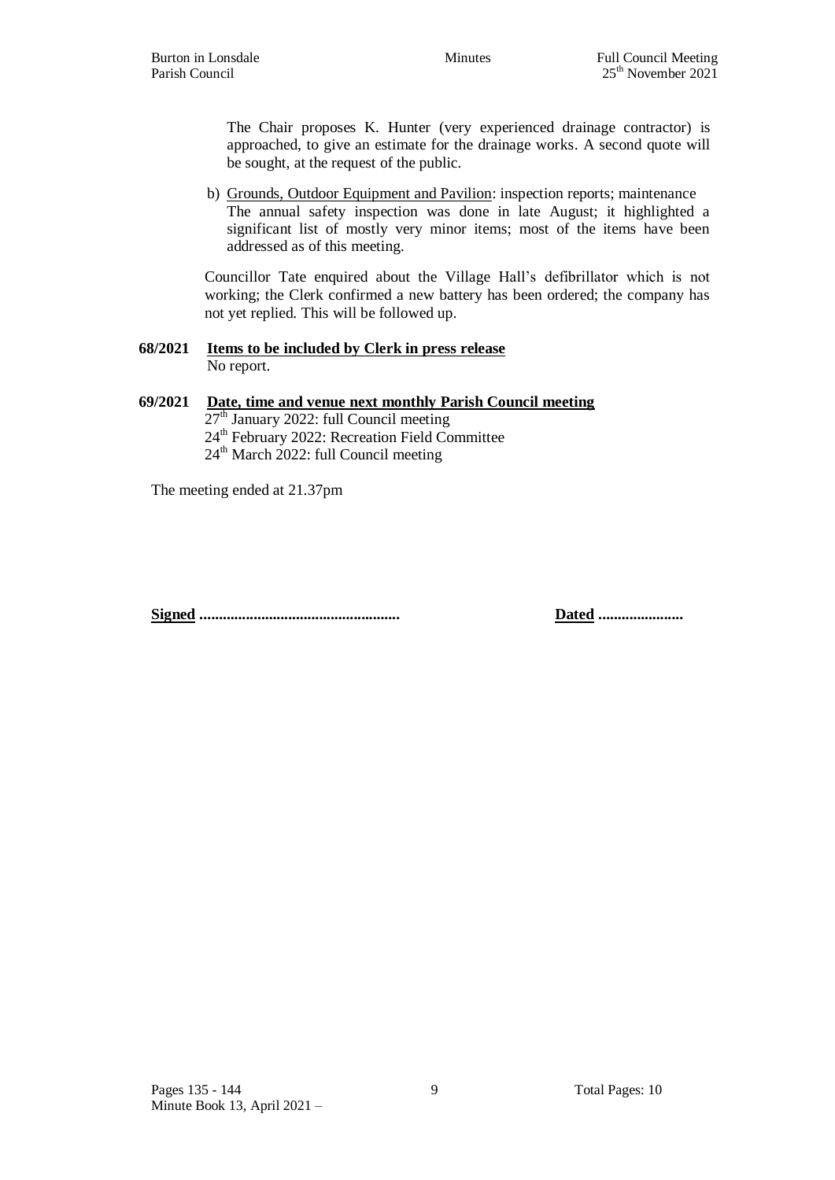The Chair proposes K. Hunter (very experienced drainage contractor) is approached, to give an estimate for the drainage works. A second quote will be sought, at the request of the public.

b) Grounds, Outdoor Equipment and Pavilion: inspection reports; maintenance
The annual safety inspection was done in late August; it highlighted a significant list of mostly very minor items; most of the items have been addressed as of this meeting.

Councillor Tate enquired about the Village Hall's defibrillator which is not working; the Clerk confirmed a new battery has been ordered; the company has not yet replied. This will be followed up.

**68/2021 Items to be included by Clerk in press release**
No report.

**69/2021 Date, time and venue next monthly Parish Council meeting**
27th January 2022: full Council meeting
24th February 2022: Recreation Field Committee
24th March 2022: full Council meeting

The meeting ended at 21.37pm

**Signed ...................................................** **Dated ......................**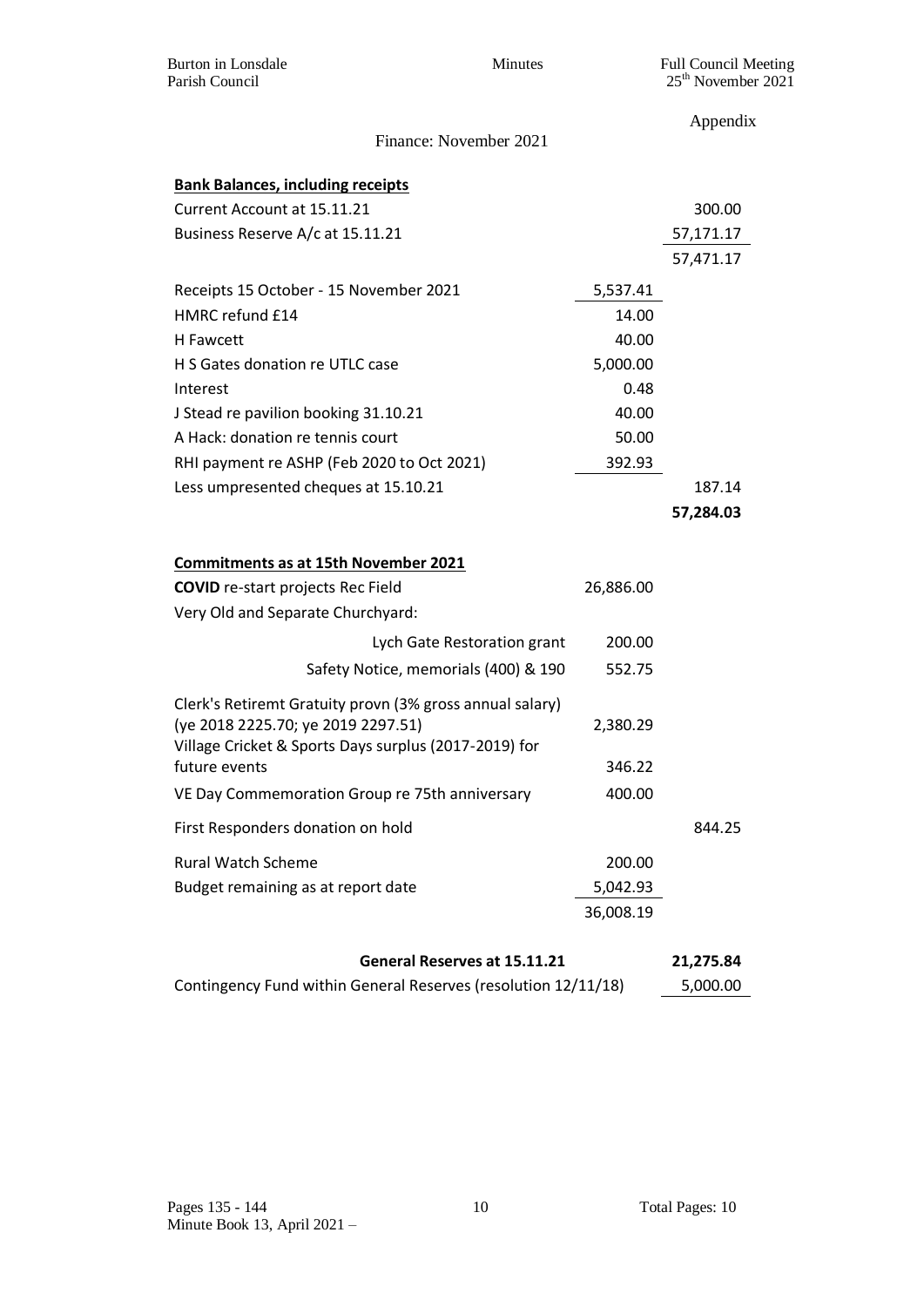Appendix

## Finance: November 2021

| | | |
|---|---|---|
| **Bank Balances, including receipts** | | |
| Current Account at 15.11.21 | | 300.00 |
| Business Reserve A/c at 15.11.21 | | 57,171.17 |
| | | 57,471.17 |
| Receipts 15 October - 15 November 2021 | 5,537.41 | |
| HMRC refund £14 | 14.00 | |
| H Fawcett | 40.00 | |
| H S Gates donation re UTLC case | 5,000.00 | |
| Interest | 0.48 | |
| J Stead re pavilion booking 31.10.21 | 40.00 | |
| A Hack: donation re tennis court | 50.00 | |
| RHI payment re ASHP (Feb 2020 to Oct 2021) | 392.93 | |
| Less umpresented cheques at 15.10.21 | | 187.14 |
| | | **57,284.03** |
| **Commitments as at 15th November 2021** | | |
| **COVID** re-start projects Rec Field | 26,886.00 | |
| Very Old and Separate Churchyard: | | |
| Lych Gate Restoration grant | 200.00 | |
| Safety Notice, memorials (400) & 190 | 552.75 | |
| Clerk's Retiremt Gratuity provn (3% gross annual salary) (ye 2018 2225.70; ye 2019 2297.51) | 2,380.29 | |
| Village Cricket & Sports Days surplus (2017-2019) for future events | 346.22 | |
| VE Day Commemoration Group re 75th anniversary | 400.00 | |
| First Responders donation on hold | | 844.25 |
| Rural Watch Scheme | 200.00 | |
| Budget remaining as at report date | 5,042.93 | |
| | 36,008.19 | |
| **General Reserves at 15.11.21** | | **21,275.84** |
| Contingency Fund within General Reserves (resolution 12/11/18) | | 5,000.00 |

Pages 135 - 144
Minute Book 13, April 2021 –